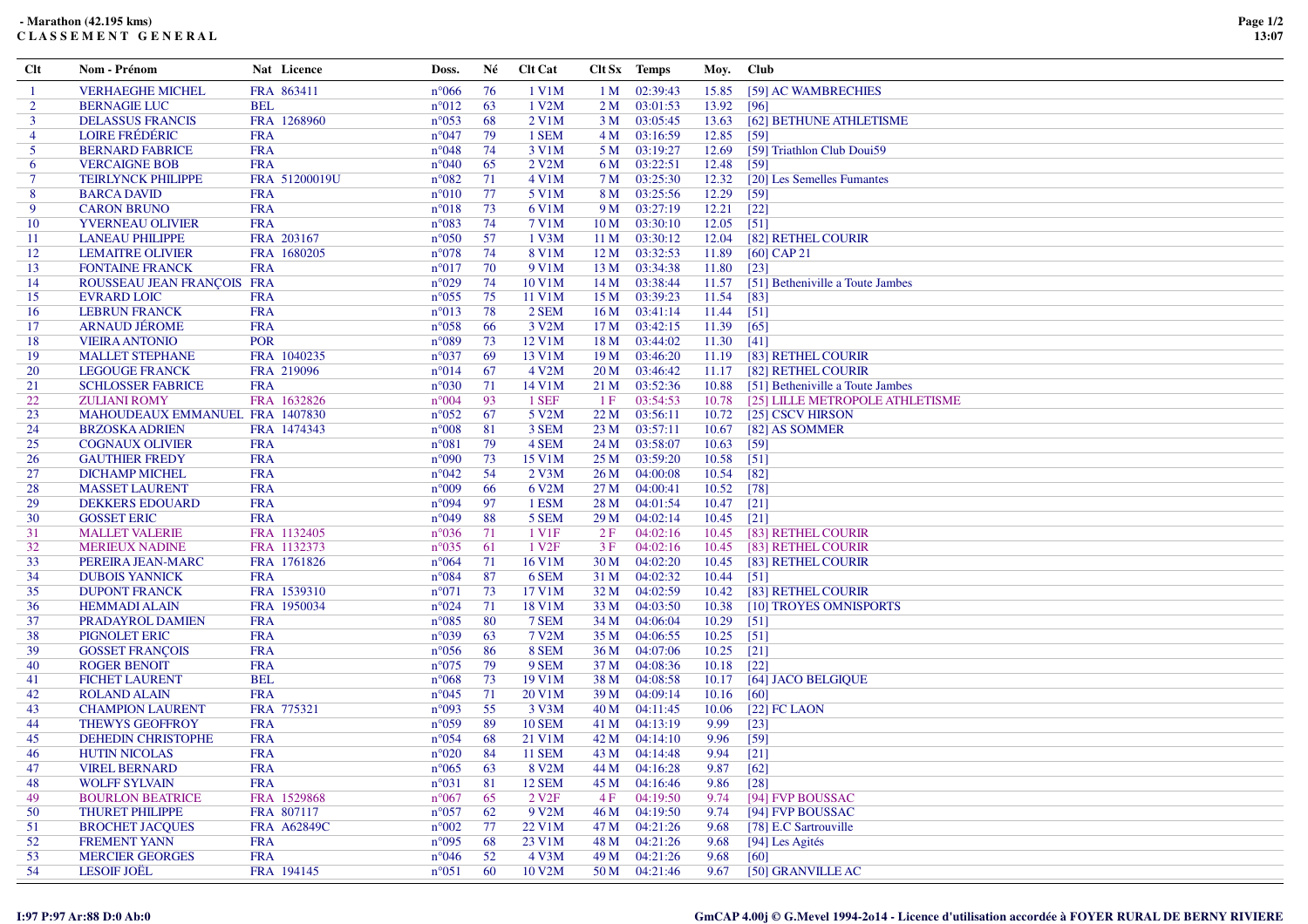**- Marathon (42.195 kms)**
**C L A S S E M E N T   G E N E R A L**

| Clt | Nom - Prénom | Nat | Licence | Doss. | Né | Clt Cat | Clt Sx | Temps | Moy. | Club |
|---|---|---|---|---|---|---|---|---|---|---|
| 1 | VERHAEGHE MICHEL | FRA | 863411 | n°066 | 76 | 1 V1M | 1 M | 02:39:43 | 15.85 | [59] AC WAMBRECHIES |
| 2 | BERNAGIE LUC | BEL | | n°012 | 63 | 1 V2M | 2 M | 03:01:53 | 13.92 | [96] |
| 3 | DELASSUS FRANCIS | FRA | 1268960 | n°053 | 68 | 2 V1M | 3 M | 03:05:45 | 13.63 | [62] BETHUNE ATHLETISME |
| 4 | LOIRE FRÉDÉRIC | FRA | | n°047 | 79 | 1 SEM | 4 M | 03:16:59 | 12.85 | [59] |
| 5 | BERNARD FABRICE | FRA | | n°048 | 74 | 3 V1M | 5 M | 03:19:27 | 12.69 | [59] Triathlon Club Doui59 |
| 6 | VERCAIGNE BOB | FRA | | n°040 | 65 | 2 V2M | 6 M | 03:22:51 | 12.48 | [59] |
| 7 | TEIRLYNCK PHILIPPE | FRA | 51200019U | n°082 | 71 | 4 V1M | 7 M | 03:25:30 | 12.32 | [20] Les Semelles Fumantes |
| 8 | BARCA DAVID | FRA | | n°010 | 77 | 5 V1M | 8 M | 03:25:56 | 12.29 | [59] |
| 9 | CARON BRUNO | FRA | | n°018 | 73 | 6 V1M | 9 M | 03:27:19 | 12.21 | [22] |
| 10 | YVERNEAU OLIVIER | FRA | | n°083 | 74 | 7 V1M | 10 M | 03:30:10 | 12.05 | [51] |
| 11 | LANEAU PHILIPPE | FRA | 203167 | n°050 | 57 | 1 V3M | 11 M | 03:30:12 | 12.04 | [82] RETHEL COURIR |
| 12 | LEMAITRE OLIVIER | FRA | 1680205 | n°078 | 74 | 8 V1M | 12 M | 03:32:53 | 11.89 | [60] CAP 21 |
| 13 | FONTAINE FRANCK | FRA | | n°017 | 70 | 9 V1M | 13 M | 03:34:38 | 11.80 | [23] |
| 14 | ROUSSEAU JEAN FRANÇOIS | FRA | | n°029 | 74 | 10 V1M | 14 M | 03:38:44 | 11.57 | [51] Betheniville a Toute Jambes |
| 15 | EVRARD LOIC | FRA | | n°055 | 75 | 11 V1M | 15 M | 03:39:23 | 11.54 | [83] |
| 16 | LEBRUN FRANCK | FRA | | n°013 | 78 | 2 SEM | 16 M | 03:41:14 | 11.44 | [51] |
| 17 | ARNAUD JÉROME | FRA | | n°058 | 66 | 3 V2M | 17 M | 03:42:15 | 11.39 | [65] |
| 18 | VIEIRA ANTONIO | POR | | n°089 | 73 | 12 V1M | 18 M | 03:44:02 | 11.30 | [41] |
| 19 | MALLET STEPHANE | FRA | 1040235 | n°037 | 69 | 13 V1M | 19 M | 03:46:20 | 11.19 | [83] RETHEL COURIR |
| 20 | LEGOUGE FRANCK | FRA | 219096 | n°014 | 67 | 4 V2M | 20 M | 03:46:42 | 11.17 | [82] RETHEL COURIR |
| 21 | SCHLOSSER FABRICE | FRA | | n°030 | 71 | 14 V1M | 21 M | 03:52:36 | 10.88 | [51] Betheniville a Toute Jambes |
| 22 | ZULIANI ROMY | FRA | 1632826 | n°004 | 93 | 1 SEF | 1 F | 03:54:53 | 10.78 | [25] LILLE METROPOLE ATHLETISME |
| 23 | MAHOUDEAUX EMMANUEL | FRA | 1407830 | n°052 | 67 | 5 V2M | 22 M | 03:56:11 | 10.72 | [25] CSCV HIRSON |
| 24 | BRZOSKA ADRIEN | FRA | 1474343 | n°008 | 81 | 3 SEM | 23 M | 03:57:11 | 10.67 | [82] AS SOMMER |
| 25 | COGNAUX OLIVIER | FRA | | n°081 | 79 | 4 SEM | 24 M | 03:58:07 | 10.63 | [59] |
| 26 | GAUTHIER FREDY | FRA | | n°090 | 73 | 15 V1M | 25 M | 03:59:20 | 10.58 | [51] |
| 27 | DICHAMP MICHEL | FRA | | n°042 | 54 | 2 V3M | 26 M | 04:00:08 | 10.54 | [82] |
| 28 | MASSET LAURENT | FRA | | n°009 | 66 | 6 V2M | 27 M | 04:00:41 | 10.52 | [78] |
| 29 | DEKKERS EDOUARD | FRA | | n°094 | 97 | 1 ESM | 28 M | 04:01:54 | 10.47 | [21] |
| 30 | GOSSET ERIC | FRA | | n°049 | 88 | 5 SEM | 29 M | 04:02:14 | 10.45 | [21] |
| 31 | MALLET VALERIE | FRA | 1132405 | n°036 | 71 | 1 V1F | 2 F | 04:02:16 | 10.45 | [83] RETHEL COURIR |
| 32 | MERIEUX NADINE | FRA | 1132373 | n°035 | 61 | 1 V2F | 3 F | 04:02:16 | 10.45 | [83] RETHEL COURIR |
| 33 | PEREIRA JEAN-MARC | FRA | 1761826 | n°064 | 71 | 16 V1M | 30 M | 04:02:20 | 10.45 | [83] RETHEL COURIR |
| 34 | DUBOIS YANNICK | FRA | | n°084 | 87 | 6 SEM | 31 M | 04:02:32 | 10.44 | [51] |
| 35 | DUPONT FRANCK | FRA | 1539310 | n°071 | 73 | 17 V1M | 32 M | 04:02:59 | 10.42 | [83] RETHEL COURIR |
| 36 | HEMMADI ALAIN | FRA | 1950034 | n°024 | 71 | 18 V1M | 33 M | 04:03:50 | 10.38 | [10] TROYES OMNISPORTS |
| 37 | PRADAYROL DAMIEN | FRA | | n°085 | 80 | 7 SEM | 34 M | 04:06:04 | 10.29 | [51] |
| 38 | PIGNOLET ERIC | FRA | | n°039 | 63 | 7 V2M | 35 M | 04:06:55 | 10.25 | [51] |
| 39 | GOSSET FRANÇOIS | FRA | | n°056 | 86 | 8 SEM | 36 M | 04:07:06 | 10.25 | [21] |
| 40 | ROGER BENOIT | FRA | | n°075 | 79 | 9 SEM | 37 M | 04:08:36 | 10.18 | [22] |
| 41 | FICHET LAURENT | BEL | | n°068 | 73 | 19 V1M | 38 M | 04:08:58 | 10.17 | [64] JACO BELGIQUE |
| 42 | ROLAND ALAIN | FRA | | n°045 | 71 | 20 V1M | 39 M | 04:09:14 | 10.16 | [60] |
| 43 | CHAMPION LAURENT | FRA | 775321 | n°093 | 55 | 3 V3M | 40 M | 04:11:45 | 10.06 | [22] FC LAON |
| 44 | THEWYS GEOFFROY | FRA | | n°059 | 89 | 10 SEM | 41 M | 04:13:19 | 9.99 | [23] |
| 45 | DEHEDIN CHRISTOPHE | FRA | | n°054 | 68 | 21 V1M | 42 M | 04:14:10 | 9.96 | [59] |
| 46 | HUTIN NICOLAS | FRA | | n°020 | 84 | 11 SEM | 43 M | 04:14:48 | 9.94 | [21] |
| 47 | VIREL BERNARD | FRA | | n°065 | 63 | 8 V2M | 44 M | 04:16:28 | 9.87 | [62] |
| 48 | WOLFF SYLVAIN | FRA | | n°031 | 81 | 12 SEM | 45 M | 04:16:46 | 9.86 | [28] |
| 49 | BOURLON BEATRICE | FRA | 1529868 | n°067 | 65 | 2 V2F | 4 F | 04:19:50 | 9.74 | [94] FVP BOUSSAC |
| 50 | THURET PHILIPPE | FRA | 807117 | n°057 | 62 | 9 V2M | 46 M | 04:19:50 | 9.74 | [94] FVP BOUSSAC |
| 51 | BROCHET JACQUES | FRA | A62849C | n°002 | 77 | 22 V1M | 47 M | 04:21:26 | 9.68 | [78] E.C Sartrouville |
| 52 | FREMENT YANN | FRA | | n°095 | 68 | 23 V1M | 48 M | 04:21:26 | 9.68 | [94] Les Agités |
| 53 | MERCIER GEORGES | FRA | | n°046 | 52 | 4 V3M | 49 M | 04:21:26 | 9.68 | [60] |
| 54 | LESOIF JOËL | FRA | 194145 | n°051 | 60 | 10 V2M | 50 M | 04:21:46 | 9.67 | [50] GRANVILLE AC |

I:97 P:97 Ar:88 D:0 Ab:0

GmCAP 4.00j © G.Mevel 1994-2o14 - Licence d'utilisation accordée à FOYER RURAL DE BERNY RIVIERE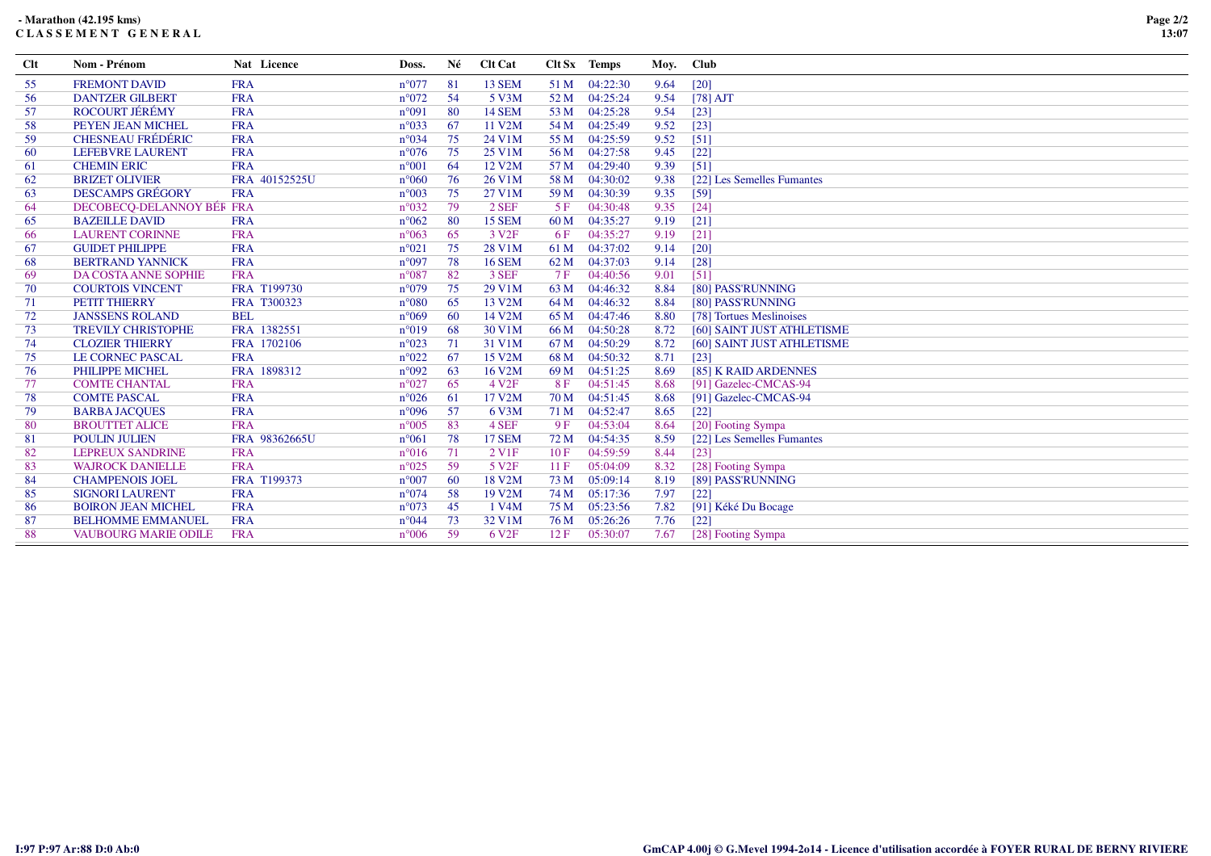**- Marathon (42.195 kms)**
**C L A S S E M E N T   G E N E R A L**

| Clt | Nom - Prénom | Nat | Licence | Doss. | Né | Clt Cat | Clt Sx | Temps | Moy. | Club |
|---|---|---|---|---|---|---|---|---|---|---|
| 55 | FREMONT DAVID | FRA | | n°077 | 81 | 13 SEM | 51 M | 04:22:30 | 9.64 | [20] |
| 56 | DANTZER GILBERT | FRA | | n°072 | 54 | 5 V3M | 52 M | 04:25:24 | 9.54 | [78] AJT |
| 57 | ROCOURT JÉRÉMY | FRA | | n°091 | 80 | 14 SEM | 53 M | 04:25:28 | 9.54 | [23] |
| 58 | PEYEN JEAN MICHEL | FRA | | n°033 | 67 | 11 V2M | 54 M | 04:25:49 | 9.52 | [23] |
| 59 | CHESNEAU FRÉDÉRIC | FRA | | n°034 | 75 | 24 V1M | 55 M | 04:25:59 | 9.52 | [51] |
| 60 | LEFEBVRE LAURENT | FRA | | n°076 | 75 | 25 V1M | 56 M | 04:27:58 | 9.45 | [22] |
| 61 | CHEMIN ERIC | FRA | | n°001 | 64 | 12 V2M | 57 M | 04:29:40 | 9.39 | [51] |
| 62 | BRIZET OLIVIER | FRA | 40152525U | n°060 | 76 | 26 V1M | 58 M | 04:30:02 | 9.38 | [22] Les Semelles Fumantes |
| 63 | DESCAMPS GRÉGORY | FRA | | n°003 | 75 | 27 V1M | 59 M | 04:30:39 | 9.35 | [59] |
| 64 | DECOBECQ-DELANNOY BÉR | FRA | | n°032 | 79 | 2 SEF | 5 F | 04:30:48 | 9.35 | [24] |
| 65 | BAZEILLE DAVID | FRA | | n°062 | 80 | 15 SEM | 60 M | 04:35:27 | 9.19 | [21] |
| 66 | LAURENT CORINNE | FRA | | n°063 | 65 | 3 V2F | 6 F | 04:35:27 | 9.19 | [21] |
| 67 | GUIDET PHILIPPE | FRA | | n°021 | 75 | 28 V1M | 61 M | 04:37:02 | 9.14 | [20] |
| 68 | BERTRAND YANNICK | FRA | | n°097 | 78 | 16 SEM | 62 M | 04:37:03 | 9.14 | [28] |
| 69 | DA COSTA ANNE SOPHIE | FRA | | n°087 | 82 | 3 SEF | 7 F | 04:40:56 | 9.01 | [51] |
| 70 | COURTOIS VINCENT | FRA | T199730 | n°079 | 75 | 29 V1M | 63 M | 04:46:32 | 8.84 | [80] PASS'RUNNING |
| 71 | PETIT THIERRY | FRA | T300323 | n°080 | 65 | 13 V2M | 64 M | 04:46:32 | 8.84 | [80] PASS'RUNNING |
| 72 | JANSSENS ROLAND | BEL | | n°069 | 60 | 14 V2M | 65 M | 04:47:46 | 8.80 | [78] Tortues Meslinoises |
| 73 | TREVILY CHRISTOPHE | FRA | 1382551 | n°019 | 68 | 30 V1M | 66 M | 04:50:28 | 8.72 | [60] SAINT JUST ATHLETISME |
| 74 | CLOZIER THIERRY | FRA | 1702106 | n°023 | 71 | 31 V1M | 67 M | 04:50:29 | 8.72 | [60] SAINT JUST ATHLETISME |
| 75 | LE CORNEC PASCAL | FRA | | n°022 | 67 | 15 V2M | 68 M | 04:50:32 | 8.71 | [23] |
| 76 | PHILIPPE MICHEL | FRA | 1898312 | n°092 | 63 | 16 V2M | 69 M | 04:51:25 | 8.69 | [85] K RAID ARDENNES |
| 77 | COMTE CHANTAL | FRA | | n°027 | 65 | 4 V2F | 8 F | 04:51:45 | 8.68 | [91] Gazelec-CMCAS-94 |
| 78 | COMTE PASCAL | FRA | | n°026 | 61 | 17 V2M | 70 M | 04:51:45 | 8.68 | [91] Gazelec-CMCAS-94 |
| 79 | BARBA JACQUES | FRA | | n°096 | 57 | 6 V3M | 71 M | 04:52:47 | 8.65 | [22] |
| 80 | BROUTTET ALICE | FRA | | n°005 | 83 | 4 SEF | 9 F | 04:53:04 | 8.64 | [20] Footing Sympa |
| 81 | POULIN JULIEN | FRA | 98362665U | n°061 | 78 | 17 SEM | 72 M | 04:54:35 | 8.59 | [22] Les Semelles Fumantes |
| 82 | LEPREUX SANDRINE | FRA | | n°016 | 71 | 2 V1F | 10 F | 04:59:59 | 8.44 | [23] |
| 83 | WAJROCK DANIELLE | FRA | | n°025 | 59 | 5 V2F | 11 F | 05:04:09 | 8.32 | [28] Footing Sympa |
| 84 | CHAMPENOIS JOEL | FRA | T199373 | n°007 | 60 | 18 V2M | 73 M | 05:09:14 | 8.19 | [89] PASS'RUNNING |
| 85 | SIGNORI LAURENT | FRA | | n°074 | 58 | 19 V2M | 74 M | 05:17:36 | 7.97 | [22] |
| 86 | BOIRON JEAN MICHEL | FRA | | n°073 | 45 | 1 V4M | 75 M | 05:23:56 | 7.82 | [91] Kéké Du Bocage |
| 87 | BELHOMME EMMANUEL | FRA | | n°044 | 73 | 32 V1M | 76 M | 05:26:26 | 7.76 | [22] |
| 88 | VAUBOURG MARIE ODILE | FRA | | n°006 | 59 | 6 V2F | 12 F | 05:30:07 | 7.67 | [28] Footing Sympa |

I:97 P:97 Ar:88 D:0 Ab:0

GmCAP 4.00j © G.Mevel 1994-2o14 - Licence d'utilisation accordée à FOYER RURAL DE BERNY RIVIERE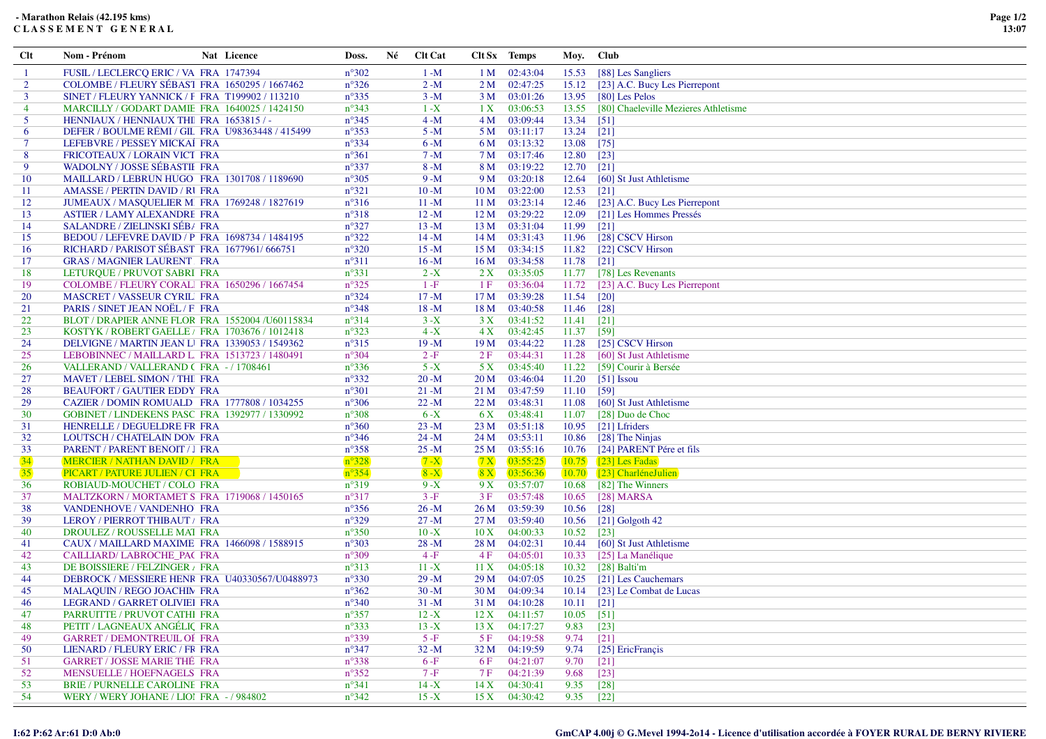**- Marathon Relais (42.195 kms)**
**C L A S S E M E N T   G E N E R A L**

| Clt | Nom - Prénom | Nat | Licence | Doss. | Né | Clt Cat | Clt Sx | Temps | Moy. | Club |
|---|---|---|---|---|---|---|---|---|---|---|
| 1 | FUSIL / LECLERCQ ERIC / VA | FRA | 1747394 | n°302 | | 1 -M | 1 M | 02:43:04 | 15.53 | [88] Les Sangliers |
| 2 | COLOMBE / FLEURY SÉBAST | FRA | 1650295 / 1667462 | n°326 | | 2 -M | 2 M | 02:47:25 | 15.12 | [23] A.C. Bucy Les Pierrepont |
| 3 | SINET / FLEURY YANNICK / F | FRA | T199902 / 113210 | n°335 | | 3 -M | 3 M | 03:01:26 | 13.95 | [80] Les Pelos |
| 4 | MARCILLY / GODART DAMIE | FRA | 1640025 / 1424150 | n°343 | | 1 -X | 1 X | 03:06:53 | 13.55 | [80] Chaeleville Mezieres Athletisme |
| 5 | HENNIAUX / HENNIAUX THI | FRA | 1653815 / - | n°345 | | 4 -M | 4 M | 03:09:44 | 13.34 | [51] |
| 6 | DEFER / BOULME RÉMI / GIL | FRA | U98363448 / 415499 | n°353 | | 5 -M | 5 M | 03:11:17 | 13.24 | [21] |
| 7 | LEFEBVRE / PESSEY MICKAÏ | FRA | | n°334 | | 6 -M | 6 M | 03:13:32 | 13.08 | [75] |
| 8 | FRICOTEAUX / LORAIN VICT | FRA | | n°361 | | 7 -M | 7 M | 03:17:46 | 12.80 | [23] |
| 9 | WADOLNY / JOSSE SÉBASTIE | FRA | | n°337 | | 8 -M | 8 M | 03:19:22 | 12.70 | [21] |
| 10 | MAILLARD / LEBRUN HUGO | FRA | 1301708 / 1189690 | n°305 | | 9 -M | 9 M | 03:20:18 | 12.64 | [60] St Just Athletisme |
| 11 | AMASSE / PERTIN DAVID / RI | FRA | | n°321 | | 10 -M | 10 M | 03:22:00 | 12.53 | [21] |
| 12 | JUMEAUX / MASQUELIER M | FRA | 1769248 / 1827619 | n°316 | | 11 -M | 11 M | 03:23:14 | 12.46 | [23] A.C. Bucy Les Pierrepont |
| 13 | ASTIER / LAMY ALEXANDRE | FRA | | n°318 | | 12 -M | 12 M | 03:29:22 | 12.09 | [21] Les Hommes Pressés |
| 14 | SALANDRE / ZIELINSKI SÉB/ | FRA | | n°327 | | 13 -M | 13 M | 03:31:04 | 11.99 | [21] |
| 15 | BEDOU / LEFEVRE DAVID / P | FRA | 1698734 / 1484195 | n°322 | | 14 -M | 14 M | 03:31:43 | 11.96 | [28] CSCV Hirson |
| 16 | RICHARD / PARISOT SÉBAST | FRA | 1677961/ 666751 | n°320 | | 15 -M | 15 M | 03:34:15 | 11.82 | [22] CSCV Hirson |
| 17 | GRAS / MAGNIER LAURENT | FRA | | n°311 | | 16 -M | 16 M | 03:34:58 | 11.78 | [21] |
| 18 | LETURQUE / PRUVOT SABRI | FRA | | n°331 | | 2 -X | 2 X | 03:35:05 | 11.77 | [78] Les Revenants |
| 19 | COLOMBE / FLEURY CORAL | FRA | 1650296 / 1667454 | n°325 | | 1 -F | 1 F | 03:36:04 | 11.72 | [23] A.C. Bucy Les Pierrepont |
| 20 | MASCRET / VASSEUR CYRIL | FRA | | n°324 | | 17 -M | 17 M | 03:39:28 | 11.54 | [20] |
| 21 | PARIS / SINET JEAN NOËL / F | FRA | | n°348 | | 18 -M | 18 M | 03:40:58 | 11.46 | [28] |
| 22 | BLOT / DRAPIER ANNE FLOR | FRA | 1552004 /U60115834 | n°314 | | 3 -X | 3 X | 03:41:52 | 11.41 | [21] |
| 23 | KOSTYK / ROBERT GAELLE / | FRA | 1703676 / 1012418 | n°323 | | 4 -X | 4 X | 03:42:45 | 11.37 | [59] |
| 24 | DELVIGNE / MARTIN JEAN L | FRA | 1339053 / 1549362 | n°315 | | 19 -M | 19 M | 03:44:22 | 11.28 | [25] CSCV Hirson |
| 25 | LEBOBINNEC / MAILLARD L | FRA | 1513723 / 1480491 | n°304 | | 2 -F | 2 F | 03:44:31 | 11.28 | [60] St Just Athletisme |
| 26 | VALLERAND / VALLERAND ( | FRA | - / 1708461 | n°336 | | 5 -X | 5 X | 03:45:40 | 11.22 | [59] Courir à Bersée |
| 27 | MAVET / LEBEL SIMON / THI | FRA | | n°332 | | 20 -M | 20 M | 03:46:04 | 11.20 | [51] Issou |
| 28 | BEAUFORT / GAUTIER EDDY | FRA | | n°301 | | 21 -M | 21 M | 03:47:59 | 11.10 | [59] |
| 29 | CAZIER / DOMIN ROMUALD | FRA | 1777808 / 1034255 | n°306 | | 22 -M | 22 M | 03:48:31 | 11.08 | [60] St Just Athletisme |
| 30 | GOBINET / LINDEKENS PASC | FRA | 1392977 / 1330992 | n°308 | | 6 -X | 6 X | 03:48:41 | 11.07 | [28] Duo de Choc |
| 31 | HENRELLE / DEGUELDRE FR | FRA | | n°360 | | 23 -M | 23 M | 03:51:18 | 10.95 | [21] Lfriders |
| 32 | LOUTSCH / CHATELAIN DOM | FRA | | n°346 | | 24 -M | 24 M | 03:53:11 | 10.86 | [28] The Ninjas |
| 33 | PARENT / PARENT BENOIT / | FRA | | n°358 | | 25 -M | 25 M | 03:55:16 | 10.76 | [24] PARENT Pére et fils |
| 34 | MERCIER / NATHAN DAVID / | FRA | | n°328 | | 7 -X | 7 X | 03:55:25 | 10.75 | [23] Les Fadas |
| 35 | PICART / PATURE JULIEN / C | FRA | | n°354 | | 8 -X | 8 X | 03:56:36 | 10.70 | [23] CharléneJulien |
| 36 | ROBIAUD-MOUCHET / COLO | FRA | | n°319 | | 9 -X | 9 X | 03:57:07 | 10.68 | [82] The Winners |
| 37 | MALTZKORN / MORTAMET S | FRA | 1719068 / 1450165 | n°317 | | 3 -F | 3 F | 03:57:48 | 10.65 | [28] MARSA |
| 38 | VANDENHOVE / VANDENHO | FRA | | n°356 | | 26 -M | 26 M | 03:59:39 | 10.56 | [28] |
| 39 | LEROY / PIERROT THIBAUT / | FRA | | n°329 | | 27 -M | 27 M | 03:59:40 | 10.56 | [21] Golgoth 42 |
| 40 | DROULEZ / ROUSSELLE MAT | FRA | | n°350 | | 10 -X | 10 X | 04:00:33 | 10.52 | [23] |
| 41 | CAUX / MAILLARD MAXIME | FRA | 1466098 / 1588915 | n°303 | | 28 -M | 28 M | 04:02:31 | 10.44 | [60] St Just Athletisme |
| 42 | CAILLIARD/ LABROCHE_PAC | FRA | | n°309 | | 4 -F | 4 F | 04:05:01 | 10.33 | [25] La Manélique |
| 43 | DE BOISSIERE / FELZINGER / | FRA | | n°313 | | 11 -X | 11 X | 04:05:18 | 10.32 | [28] Balti'm |
| 44 | DEBROCK / MESSIERE HENR | FRA | U40330567/U0488973 | n°330 | | 29 -M | 29 M | 04:07:05 | 10.25 | [21] Les Cauchemars |
| 45 | MALAQUIN / REGO JOACHIM | FRA | | n°362 | | 30 -M | 30 M | 04:09:34 | 10.14 | [23] Le Combat de Lucas |
| 46 | LEGRAND / GARRET OLIVIEI | FRA | | n°340 | | 31 -M | 31 M | 04:10:28 | 10.11 | [21] |
| 47 | PARRUITTE / PRUVOT CATHI | FRA | | n°357 | | 12 -X | 12 X | 04:11:57 | 10.05 | [51] |
| 48 | PETIT / LAGNEAUX ANGÉLIC | FRA | | n°333 | | 13 -X | 13 X | 04:17:27 | 9.83 | [23] |
| 49 | GARRET / DEMONTREUIL OI | FRA | | n°339 | | 5 -F | 5 F | 04:19:58 | 9.74 | [21] |
| 50 | LIENARD / FLEURY ERIC / FR | FRA | | n°347 | | 32 -M | 32 M | 04:19:59 | 9.74 | [25] EricFrançis |
| 51 | GARRET / JOSSE MARIE THÉ | FRA | | n°338 | | 6 -F | 6 F | 04:21:07 | 9.70 | [21] |
| 52 | MENSUELLE / HOEFNAGELS | FRA | | n°352 | | 7 -F | 7 F | 04:21:39 | 9.68 | [23] |
| 53 | BRIE / PURNELLE CAROLINE | FRA | | n°341 | | 14 -X | 14 X | 04:30:41 | 9.35 | [28] |
| 54 | WERY / WERY JOHANE / LIOI | FRA | - / 984802 | n°342 | | 15 -X | 15 X | 04:30:42 | 9.35 | [22] |

I:62 P:62 Ar:61 D:0 Ab:0

GmCAP 4.00j © G.Mevel 1994-2o14 - Licence d'utilisation accordée à FOYER RURAL DE BERNY RIVIERE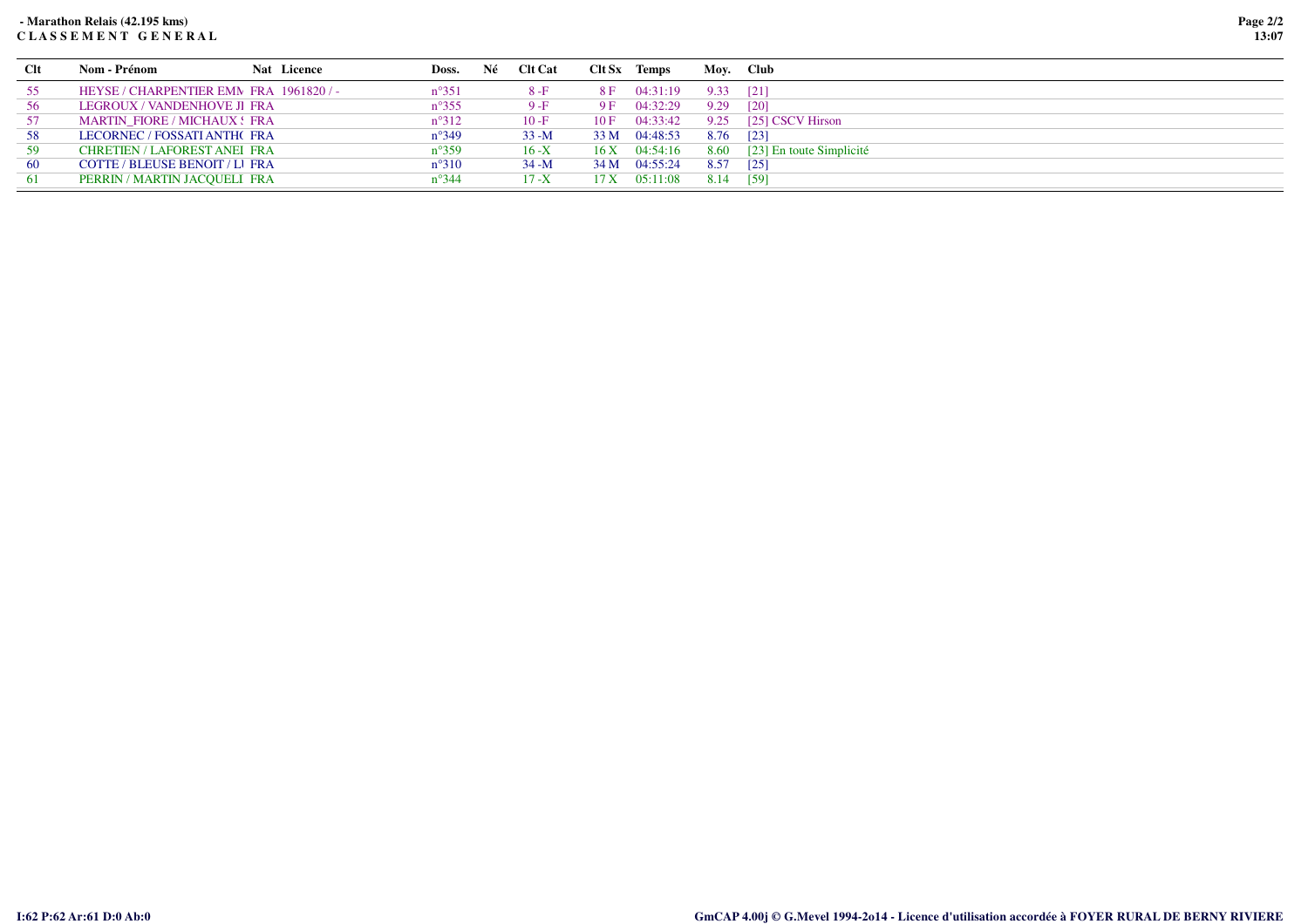**- Marathon Relais (42.195 kms)**
**C L A S S E M E N T   G E N E R A L**

| Clt | Nom - Prénom | Nat | Licence | Doss. | Né | Clt Cat | Clt Sx | Temps | Moy. | Club |
|---|---|---|---|---|---|---|---|---|---|---|
| 55 | HEYSE / CHARPENTIER EMM | FRA | 1961820 / - | n°351 | | 8 -F | 8 F | 04:31:19 | 9.33 | [21] |
| 56 | LEGROUX / VANDENHOVE JI | FRA | | n°355 | | 9 -F | 9 F | 04:32:29 | 9.29 | [20] |
| 57 | MARTIN_FIORE / MICHAUX S | FRA | | n°312 | | 10 -F | 10 F | 04:33:42 | 9.25 | [25] CSCV Hirson |
| 58 | LECORNEC / FOSSATI ANTHO | FRA | | n°349 | | 33 -M | 33 M | 04:48:53 | 8.76 | [23] |
| 59 | CHRETIEN / LAFOREST ANEI | FRA | | n°359 | | 16 -X | 16 X | 04:54:16 | 8.60 | [23] En toute Simplicité |
| 60 | COTTE / BLEUSE BENOIT / LI | FRA | | n°310 | | 34 -M | 34 M | 04:55:24 | 8.57 | [25] |
| 61 | PERRIN / MARTIN JACQUELI | FRA | | n°344 | | 17 -X | 17 X | 05:11:08 | 8.14 | [59] |

I:62 P:62 Ar:61 D:0 Ab:0

GmCAP 4.00j © G.Mevel 1994-2o14 - Licence d'utilisation accordée à FOYER RURAL DE BERNY RIVIERE